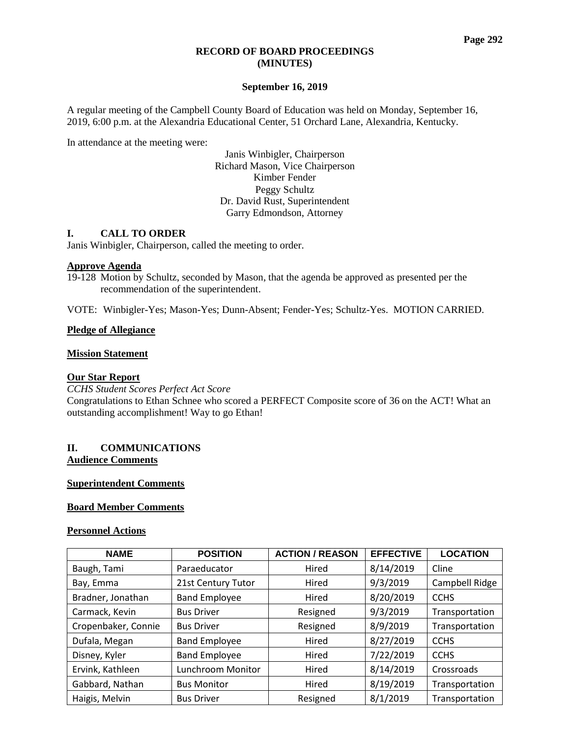# RECORD OF BOARD PROCEEDINGS (MINUTES)

## September 16, 2019

A regular meeting of the Campbell County Board of Education was held on Monday, September 16, 2019, 6:00 p.m. at the Alexandria Educational Center, 51 Orchard Lane, Alexandria, Kentucky.

In attendance at the meeting were:

Janis Winbigler, Chairperson
Richard Mason, Vice Chairperson
Kimber Fender
Peggy Schultz
Dr. David Rust, Superintendent
Garry Edmondson, Attorney

## I. CALL TO ORDER

Janis Winbigler, Chairperson, called the meeting to order.

**Approve Agenda**

19-128 Motion by Schultz, seconded by Mason, that the agenda be approved as presented per the recommendation of the superintendent.

VOTE: Winbigler-Yes; Mason-Yes; Dunn-Absent; Fender-Yes; Schultz-Yes. MOTION CARRIED.

**Pledge of Allegiance**

**Mission Statement**

**Our Star Report**

*CCHS Student Scores Perfect Act Score*

Congratulations to Ethan Schnee who scored a PERFECT Composite score of 36 on the ACT! What an outstanding accomplishment! Way to go Ethan!

## II. COMMUNICATIONS

**Audience Comments**

**Superintendent Comments**

**Board Member Comments**

**Personnel Actions**

| NAME | POSITION | ACTION / REASON | EFFECTIVE | LOCATION |
|---|---|---|---|---|
| Baugh, Tami | Paraeducator | Hired | 8/14/2019 | Cline |
| Bay, Emma | 21st Century Tutor | Hired | 9/3/2019 | Campbell Ridge |
| Bradner, Jonathan | Band Employee | Hired | 8/20/2019 | CCHS |
| Carmack, Kevin | Bus Driver | Resigned | 9/3/2019 | Transportation |
| Cropenbaker, Connie | Bus Driver | Resigned | 8/9/2019 | Transportation |
| Dufala, Megan | Band Employee | Hired | 8/27/2019 | CCHS |
| Disney, Kyler | Band Employee | Hired | 7/22/2019 | CCHS |
| Ervink, Kathleen | Lunchroom Monitor | Hired | 8/14/2019 | Crossroads |
| Gabbard, Nathan | Bus Monitor | Hired | 8/19/2019 | Transportation |
| Haigis, Melvin | Bus Driver | Resigned | 8/1/2019 | Transportation |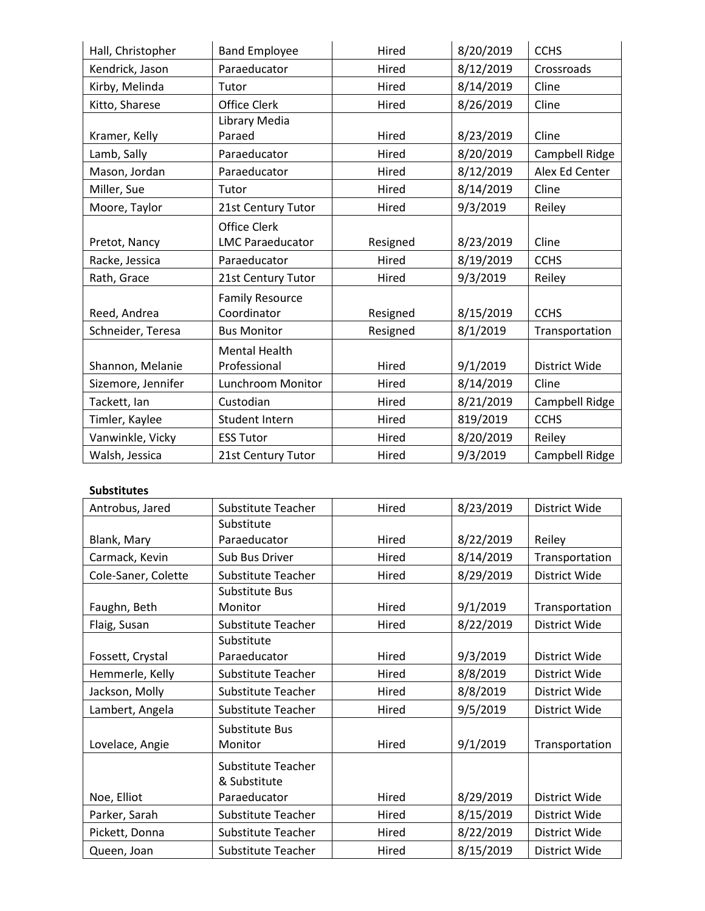| | | | | |
|---|---|---|---|---|
| Hall, Christopher | Band Employee | Hired | 8/20/2019 | CCHS |
| Kendrick, Jason | Paraeducator | Hired | 8/12/2019 | Crossroads |
| Kirby, Melinda | Tutor | Hired | 8/14/2019 | Cline |
| Kitto, Sharese | Office Clerk | Hired | 8/26/2019 | Cline |
| Kramer, Kelly | Library Media Paraed | Hired | 8/23/2019 | Cline |
| Lamb, Sally | Paraeducator | Hired | 8/20/2019 | Campbell Ridge |
| Mason, Jordan | Paraeducator | Hired | 8/12/2019 | Alex Ed Center |
| Miller, Sue | Tutor | Hired | 8/14/2019 | Cline |
| Moore, Taylor | 21st Century Tutor | Hired | 9/3/2019 | Reiley |
| Pretot, Nancy | Office Clerk LMC Paraeducator | Resigned | 8/23/2019 | Cline |
| Racke, Jessica | Paraeducator | Hired | 8/19/2019 | CCHS |
| Rath, Grace | 21st Century Tutor | Hired | 9/3/2019 | Reiley |
| Reed, Andrea | Family Resource Coordinator | Resigned | 8/15/2019 | CCHS |
| Schneider, Teresa | Bus Monitor | Resigned | 8/1/2019 | Transportation |
| Shannon, Melanie | Mental Health Professional | Hired | 9/1/2019 | District Wide |
| Sizemore, Jennifer | Lunchroom Monitor | Hired | 8/14/2019 | Cline |
| Tackett, Ian | Custodian | Hired | 8/21/2019 | Campbell Ridge |
| Timler, Kaylee | Student Intern | Hired | 819/2019 | CCHS |
| Vanwinkle, Vicky | ESS Tutor | Hired | 8/20/2019 | Reiley |
| Walsh, Jessica | 21st Century Tutor | Hired | 9/3/2019 | Campbell Ridge |

**Substitutes**

| | | | | |
|---|---|---|---|---|
| Antrobus, Jared | Substitute Teacher | Hired | 8/23/2019 | District Wide |
| Blank, Mary | Substitute Paraeducator | Hired | 8/22/2019 | Reiley |
| Carmack, Kevin | Sub Bus Driver | Hired | 8/14/2019 | Transportation |
| Cole-Saner, Colette | Substitute Teacher | Hired | 8/29/2019 | District Wide |
| Faughn, Beth | Substitute Bus Monitor | Hired | 9/1/2019 | Transportation |
| Flaig, Susan | Substitute Teacher | Hired | 8/22/2019 | District Wide |
| Fossett, Crystal | Substitute Paraeducator | Hired | 9/3/2019 | District Wide |
| Hemmerle, Kelly | Substitute Teacher | Hired | 8/8/2019 | District Wide |
| Jackson, Molly | Substitute Teacher | Hired | 8/8/2019 | District Wide |
| Lambert, Angela | Substitute Teacher | Hired | 9/5/2019 | District Wide |
| Lovelace, Angie | Substitute Bus Monitor | Hired | 9/1/2019 | Transportation |
| Noe, Elliot | Substitute Teacher & Substitute Paraeducator | Hired | 8/29/2019 | District Wide |
| Parker, Sarah | Substitute Teacher | Hired | 8/15/2019 | District Wide |
| Pickett, Donna | Substitute Teacher | Hired | 8/22/2019 | District Wide |
| Queen, Joan | Substitute Teacher | Hired | 8/15/2019 | District Wide |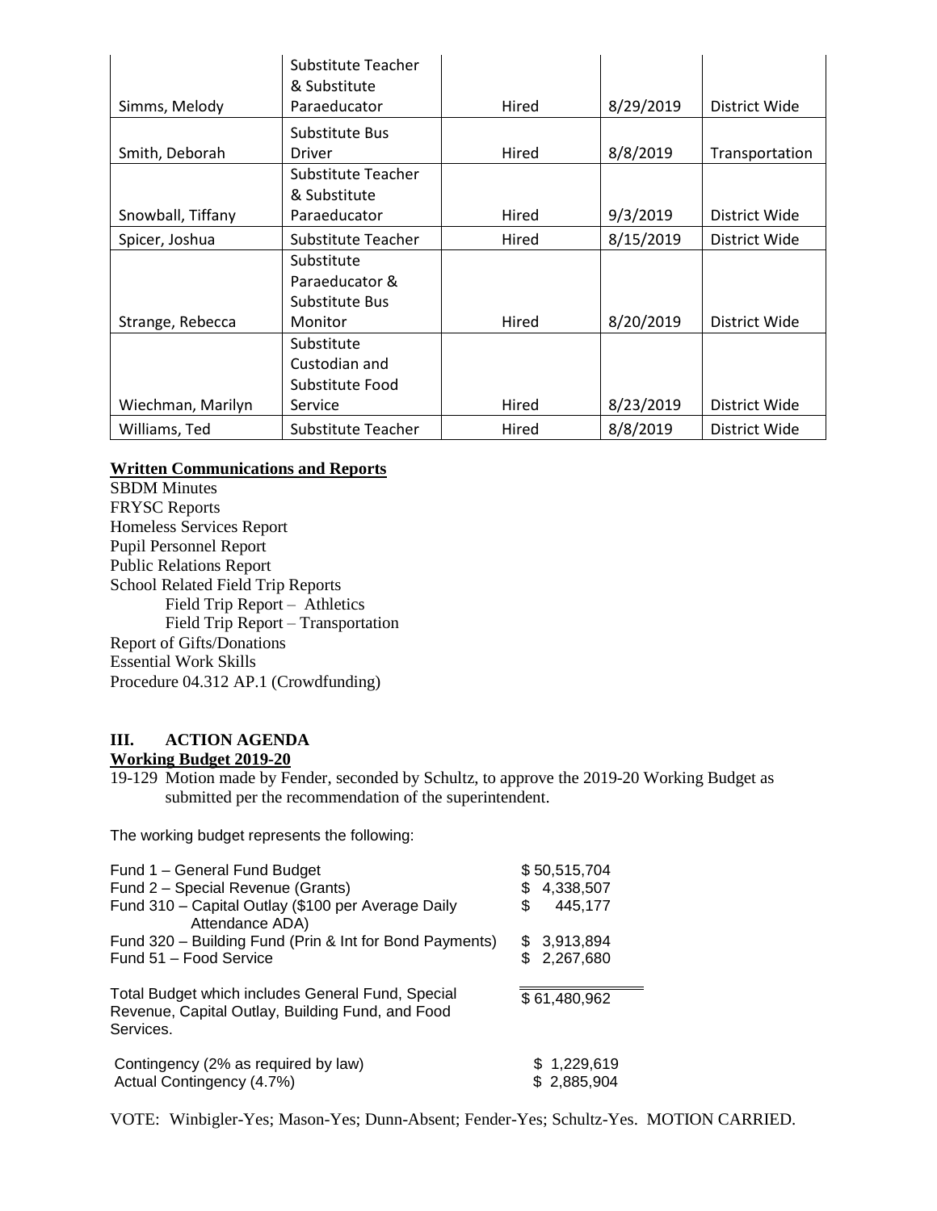| | | | | |
|---|---|---|---|---|
| Simms, Melody | Substitute Teacher & Substitute Paraeducator | Hired | 8/29/2019 | District Wide |
| Smith, Deborah | Substitute Bus Driver | Hired | 8/8/2019 | Transportation |
| Snowball, Tiffany | Substitute Teacher & Substitute Paraeducator | Hired | 9/3/2019 | District Wide |
| Spicer, Joshua | Substitute Teacher | Hired | 8/15/2019 | District Wide |
| Strange, Rebecca | Substitute Paraeducator & Substitute Bus Monitor | Hired | 8/20/2019 | District Wide |
| Wiechman, Marilyn | Substitute Custodian and Substitute Food Service | Hired | 8/23/2019 | District Wide |
| Williams, Ted | Substitute Teacher | Hired | 8/8/2019 | District Wide |

**Written Communications and Reports**

SBDM Minutes
FRYSC Reports
Homeless Services Report
Pupil Personnel Report
Public Relations Report
School Related Field Trip Reports
    Field Trip Report – Athletics
    Field Trip Report – Transportation
Report of Gifts/Donations
Essential Work Skills
Procedure 04.312 AP.1 (Crowdfunding)

## III. ACTION AGENDA

**Working Budget 2019-20**

19-129 Motion made by Fender, seconded by Schultz, to approve the 2019-20 Working Budget as submitted per the recommendation of the superintendent.

The working budget represents the following:

| | |
|---|---|
| Fund 1 – General Fund Budget | $ 50,515,704 |
| Fund 2 – Special Revenue (Grants) | $ 4,338,507 |
| Fund 310 – Capital Outlay ($100 per Average Daily Attendance ADA) | $ 445,177 |
| Fund 320 – Building Fund (Prin & Int for Bond Payments) | $ 3,913,894 |
| Fund 51 – Food Service | $ 2,267,680 |
| Total Budget which includes General Fund, Special Revenue, Capital Outlay, Building Fund, and Food Services. | $ 61,480,962 |
| Contingency (2% as required by law) | $ 1,229,619 |
| Actual Contingency (4.7%) | $ 2,885,904 |

VOTE: Winbigler-Yes; Mason-Yes; Dunn-Absent; Fender-Yes; Schultz-Yes. MOTION CARRIED.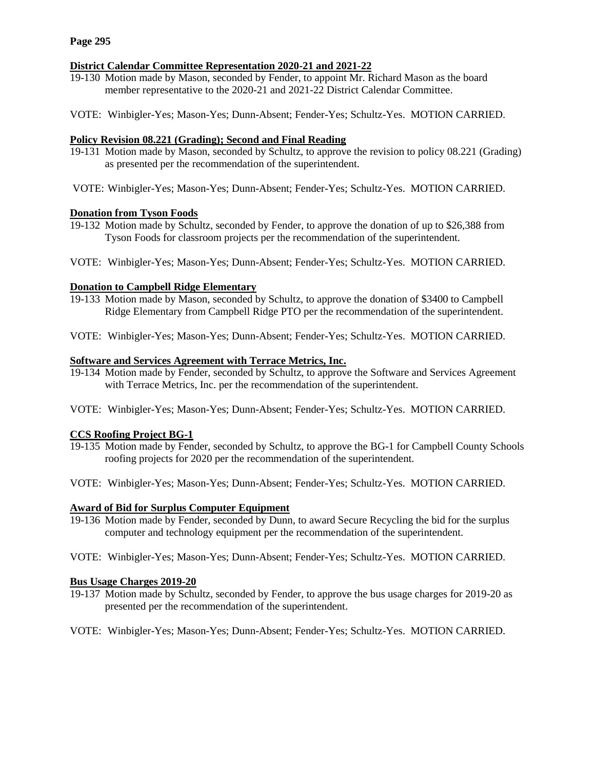**District Calendar Committee Representation 2020-21 and 2021-22**

19-130 Motion made by Mason, seconded by Fender, to appoint Mr. Richard Mason as the board member representative to the 2020-21 and 2021-22 District Calendar Committee.

VOTE: Winbigler-Yes; Mason-Yes; Dunn-Absent; Fender-Yes; Schultz-Yes. MOTION CARRIED.

**Policy Revision 08.221 (Grading); Second and Final Reading**

19-131 Motion made by Mason, seconded by Schultz, to approve the revision to policy 08.221 (Grading) as presented per the recommendation of the superintendent.

VOTE: Winbigler-Yes; Mason-Yes; Dunn-Absent; Fender-Yes; Schultz-Yes. MOTION CARRIED.

**Donation from Tyson Foods**

19-132 Motion made by Schultz, seconded by Fender, to approve the donation of up to $26,388 from Tyson Foods for classroom projects per the recommendation of the superintendent.

VOTE: Winbigler-Yes; Mason-Yes; Dunn-Absent; Fender-Yes; Schultz-Yes. MOTION CARRIED.

**Donation to Campbell Ridge Elementary**

19-133 Motion made by Mason, seconded by Schultz, to approve the donation of $3400 to Campbell Ridge Elementary from Campbell Ridge PTO per the recommendation of the superintendent.

VOTE: Winbigler-Yes; Mason-Yes; Dunn-Absent; Fender-Yes; Schultz-Yes. MOTION CARRIED.

**Software and Services Agreement with Terrace Metrics, Inc.**

19-134 Motion made by Fender, seconded by Schultz, to approve the Software and Services Agreement with Terrace Metrics, Inc. per the recommendation of the superintendent.

VOTE: Winbigler-Yes; Mason-Yes; Dunn-Absent; Fender-Yes; Schultz-Yes. MOTION CARRIED.

**CCS Roofing Project BG-1**

19-135 Motion made by Fender, seconded by Schultz, to approve the BG-1 for Campbell County Schools roofing projects for 2020 per the recommendation of the superintendent.

VOTE: Winbigler-Yes; Mason-Yes; Dunn-Absent; Fender-Yes; Schultz-Yes. MOTION CARRIED.

**Award of Bid for Surplus Computer Equipment**

19-136 Motion made by Fender, seconded by Dunn, to award Secure Recycling the bid for the surplus computer and technology equipment per the recommendation of the superintendent.

VOTE: Winbigler-Yes; Mason-Yes; Dunn-Absent; Fender-Yes; Schultz-Yes. MOTION CARRIED.

**Bus Usage Charges 2019-20**

19-137 Motion made by Schultz, seconded by Fender, to approve the bus usage charges for 2019-20 as presented per the recommendation of the superintendent.

VOTE: Winbigler-Yes; Mason-Yes; Dunn-Absent; Fender-Yes; Schultz-Yes. MOTION CARRIED.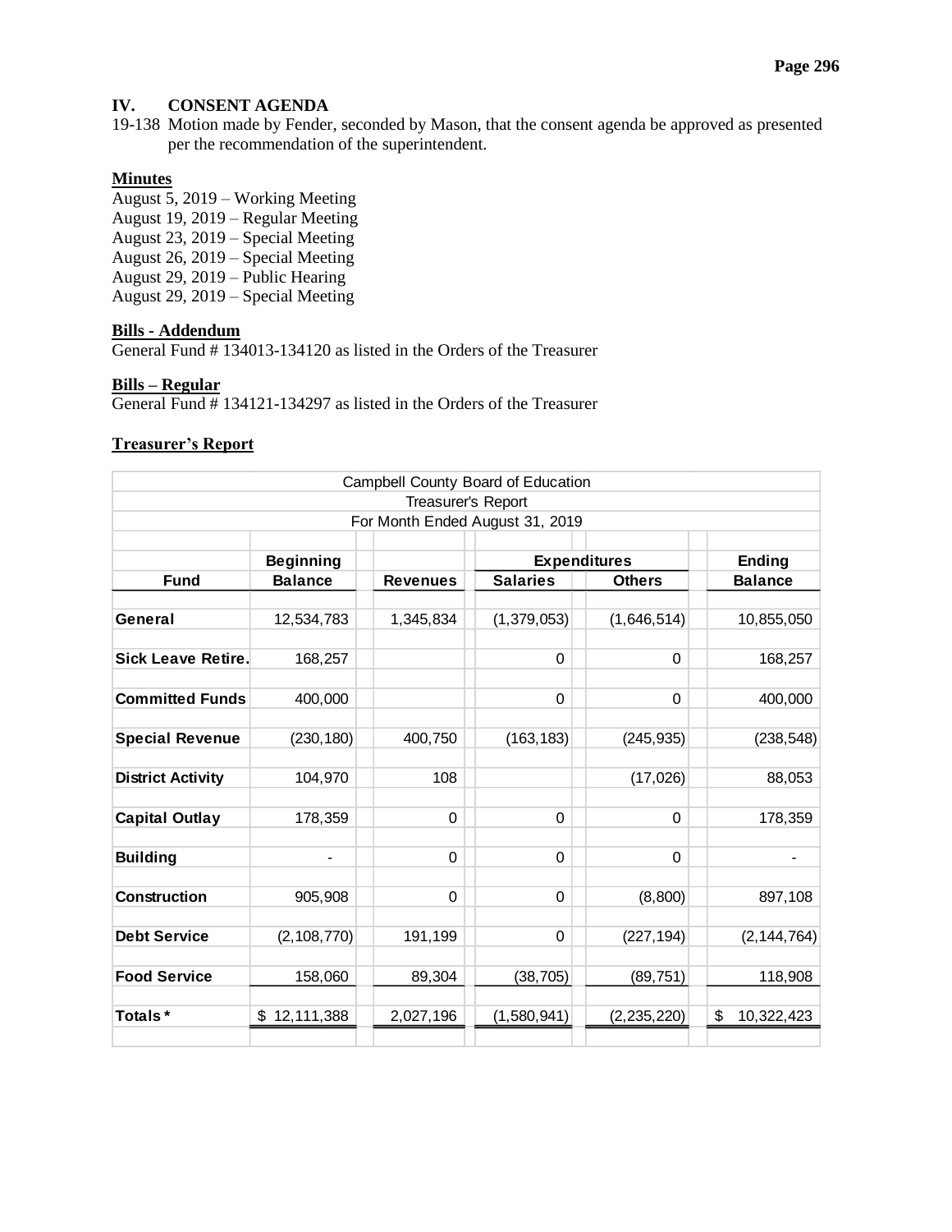## IV. CONSENT AGENDA

19-138 Motion made by Fender, seconded by Mason, that the consent agenda be approved as presented per the recommendation of the superintendent.

**Minutes**

August 5, 2019 – Working Meeting
August 19, 2019 – Regular Meeting
August 23, 2019 – Special Meeting
August 26, 2019 – Special Meeting
August 29, 2019 – Public Hearing
August 29, 2019 – Special Meeting

**Bills - Addendum**

General Fund # 134013-134120 as listed in the Orders of the Treasurer

**Bills – Regular**

General Fund # 134121-134297 as listed in the Orders of the Treasurer

**Treasurer's Report**

Campbell County Board of Education
Treasurer's Report
For Month Ended August 31, 2019

| Fund | Beginning Balance | Revenues | Expenditures: Salaries | Expenditures: Others | Ending Balance |
|---|---|---|---|---|---|
| General | 12,534,783 | 1,345,834 | (1,379,053) | (1,646,514) | 10,855,050 |
| Sick Leave Retire. | 168,257 | | 0 | 0 | 168,257 |
| Committed Funds | 400,000 | | 0 | 0 | 400,000 |
| Special Revenue | (230,180) | 400,750 | (163,183) | (245,935) | (238,548) |
| District Activity | 104,970 | 108 | | (17,026) | 88,053 |
| Capital Outlay | 178,359 | 0 | 0 | 0 | 178,359 |
| Building | - | 0 | 0 | 0 | - |
| Construction | 905,908 | 0 | 0 | (8,800) | 897,108 |
| Debt Service | (2,108,770) | 191,199 | 0 | (227,194) | (2,144,764) |
| Food Service | 158,060 | 89,304 | (38,705) | (89,751) | 118,908 |
| Totals * | $ 12,111,388 | 2,027,196 | (1,580,941) | (2,235,220) | $ 10,322,423 |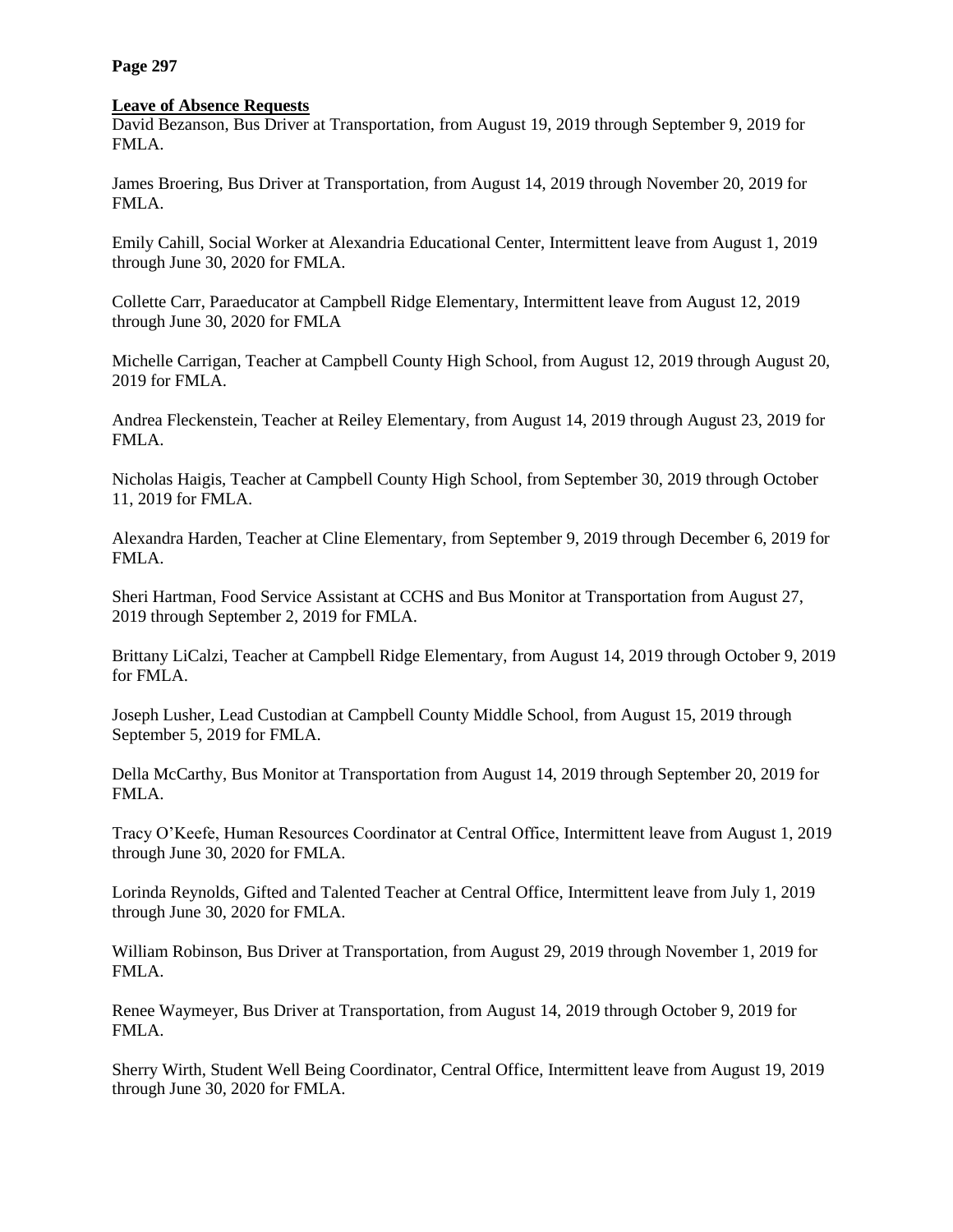**Page 297**

**Leave of Absence Requests**

David Bezanson, Bus Driver at Transportation, from August 19, 2019 through September 9, 2019 for FMLA.

James Broering, Bus Driver at Transportation, from August 14, 2019 through November 20, 2019 for FMLA.

Emily Cahill, Social Worker at Alexandria Educational Center, Intermittent leave from August 1, 2019 through June 30, 2020 for FMLA.

Collette Carr, Paraeducator at Campbell Ridge Elementary, Intermittent leave from August 12, 2019 through June 30, 2020 for FMLA

Michelle Carrigan, Teacher at Campbell County High School, from August 12, 2019 through August 20, 2019 for FMLA.

Andrea Fleckenstein, Teacher at Reiley Elementary, from August 14, 2019 through August 23, 2019 for FMLA.

Nicholas Haigis, Teacher at Campbell County High School, from September 30, 2019 through October 11, 2019 for FMLA.

Alexandra Harden, Teacher at Cline Elementary, from September 9, 2019 through December 6, 2019 for FMLA.

Sheri Hartman, Food Service Assistant at CCHS and Bus Monitor at Transportation from August 27, 2019 through September 2, 2019 for FMLA.

Brittany LiCalzi, Teacher at Campbell Ridge Elementary, from August 14, 2019 through October 9, 2019 for FMLA.

Joseph Lusher, Lead Custodian at Campbell County Middle School, from August 15, 2019 through September 5, 2019 for FMLA.

Della McCarthy, Bus Monitor at Transportation from August 14, 2019 through September 20, 2019 for FMLA.

Tracy O'Keefe, Human Resources Coordinator at Central Office, Intermittent leave from August 1, 2019 through June 30, 2020 for FMLA.

Lorinda Reynolds, Gifted and Talented Teacher at Central Office, Intermittent leave from July 1, 2019 through June 30, 2020 for FMLA.

William Robinson, Bus Driver at Transportation, from August 29, 2019 through November 1, 2019 for FMLA.

Renee Waymeyer, Bus Driver at Transportation, from August 14, 2019 through October 9, 2019 for FMLA.

Sherry Wirth, Student Well Being Coordinator, Central Office, Intermittent leave from August 19, 2019 through June 30, 2020 for FMLA.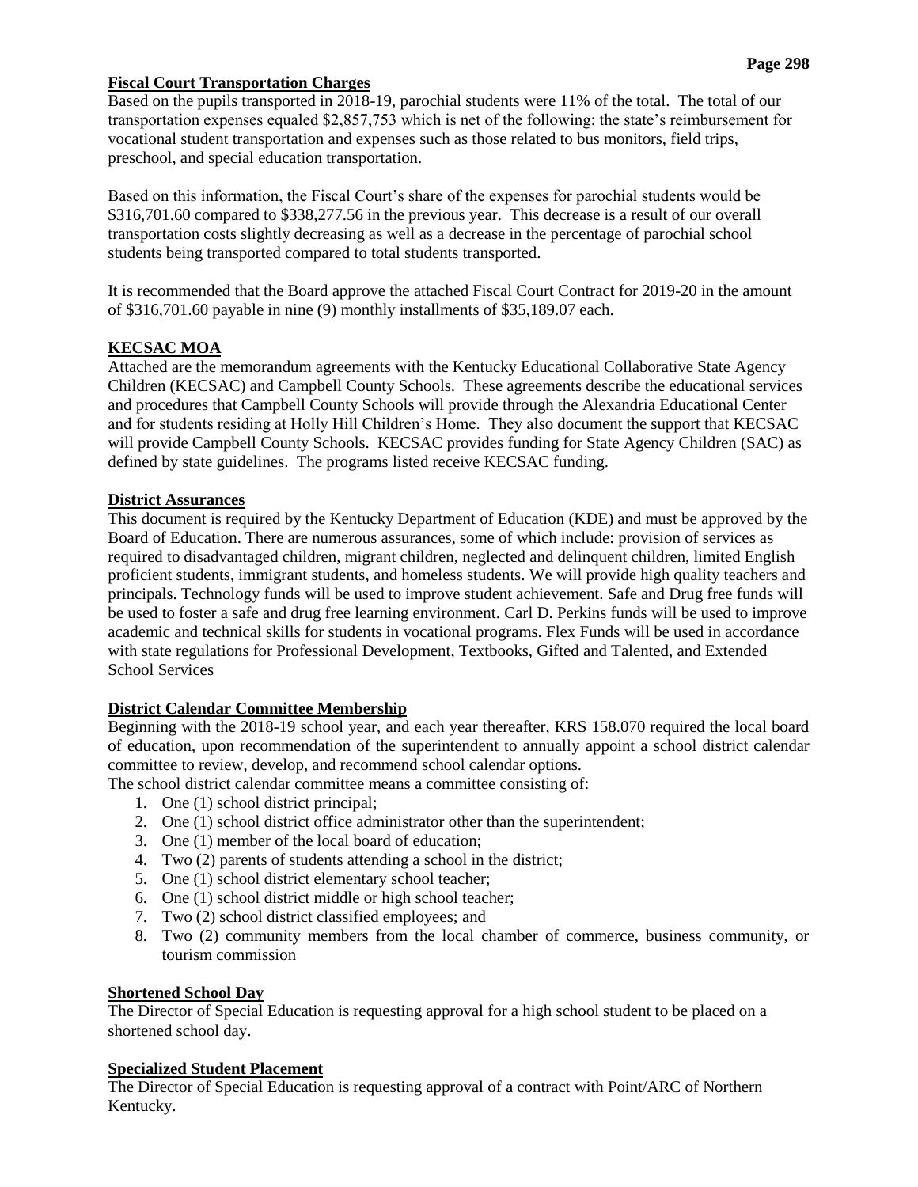**Fiscal Court Transportation Charges**

Based on the pupils transported in 2018-19, parochial students were 11% of the total. The total of our transportation expenses equaled $2,857,753 which is net of the following: the state's reimbursement for vocational student transportation and expenses such as those related to bus monitors, field trips, preschool, and special education transportation.

Based on this information, the Fiscal Court's share of the expenses for parochial students would be $316,701.60 compared to $338,277.56 in the previous year. This decrease is a result of our overall transportation costs slightly decreasing as well as a decrease in the percentage of parochial school students being transported compared to total students transported.

It is recommended that the Board approve the attached Fiscal Court Contract for 2019-20 in the amount of $316,701.60 payable in nine (9) monthly installments of $35,189.07 each.

**KECSAC MOA**

Attached are the memorandum agreements with the Kentucky Educational Collaborative State Agency Children (KECSAC) and Campbell County Schools. These agreements describe the educational services and procedures that Campbell County Schools will provide through the Alexandria Educational Center and for students residing at Holly Hill Children's Home. They also document the support that KECSAC will provide Campbell County Schools. KECSAC provides funding for State Agency Children (SAC) as defined by state guidelines. The programs listed receive KECSAC funding.

**District Assurances**

This document is required by the Kentucky Department of Education (KDE) and must be approved by the Board of Education. There are numerous assurances, some of which include: provision of services as required to disadvantaged children, migrant children, neglected and delinquent children, limited English proficient students, immigrant students, and homeless students. We will provide high quality teachers and principals. Technology funds will be used to improve student achievement. Safe and Drug free funds will be used to foster a safe and drug free learning environment. Carl D. Perkins funds will be used to improve academic and technical skills for students in vocational programs. Flex Funds will be used in accordance with state regulations for Professional Development, Textbooks, Gifted and Talented, and Extended School Services

**District Calendar Committee Membership**

Beginning with the 2018-19 school year, and each year thereafter, KRS 158.070 required the local board of education, upon recommendation of the superintendent to annually appoint a school district calendar committee to review, develop, and recommend school calendar options.

The school district calendar committee means a committee consisting of:

1. One (1) school district principal;
2. One (1) school district office administrator other than the superintendent;
3. One (1) member of the local board of education;
4. Two (2) parents of students attending a school in the district;
5. One (1) school district elementary school teacher;
6. One (1) school district middle or high school teacher;
7. Two (2) school district classified employees; and
8. Two (2) community members from the local chamber of commerce, business community, or tourism commission

**Shortened School Day**

The Director of Special Education is requesting approval for a high school student to be placed on a shortened school day.

**Specialized Student Placement**

The Director of Special Education is requesting approval of a contract with Point/ARC of Northern Kentucky.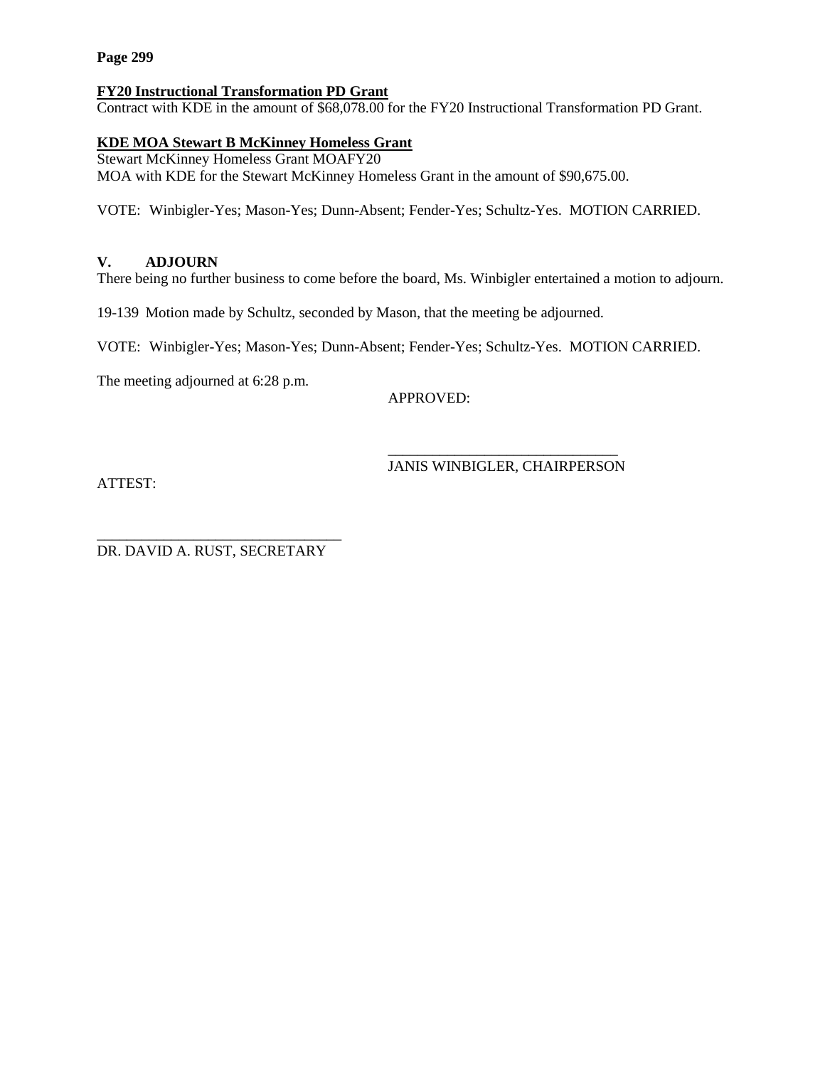**FY20 Instructional Transformation PD Grant**
Contract with KDE in the amount of $68,078.00 for the FY20 Instructional Transformation PD Grant.

**KDE MOA Stewart B McKinney Homeless Grant**
Stewart McKinney Homeless Grant MOAFY20
MOA with KDE for the Stewart McKinney Homeless Grant in the amount of $90,675.00.

VOTE: Winbigler-Yes; Mason-Yes; Dunn-Absent; Fender-Yes; Schultz-Yes. MOTION CARRIED.

## V. ADJOURN

There being no further business to come before the board, Ms. Winbigler entertained a motion to adjourn.

19-139 Motion made by Schultz, seconded by Mason, that the meeting be adjourned.

VOTE: Winbigler-Yes; Mason-Yes; Dunn-Absent; Fender-Yes; Schultz-Yes. MOTION CARRIED.

The meeting adjourned at 6:28 p.m.

APPROVED:

_______________________________
JANIS WINBIGLER, CHAIRPERSON

ATTEST:

_________________________________
DR. DAVID A. RUST, SECRETARY